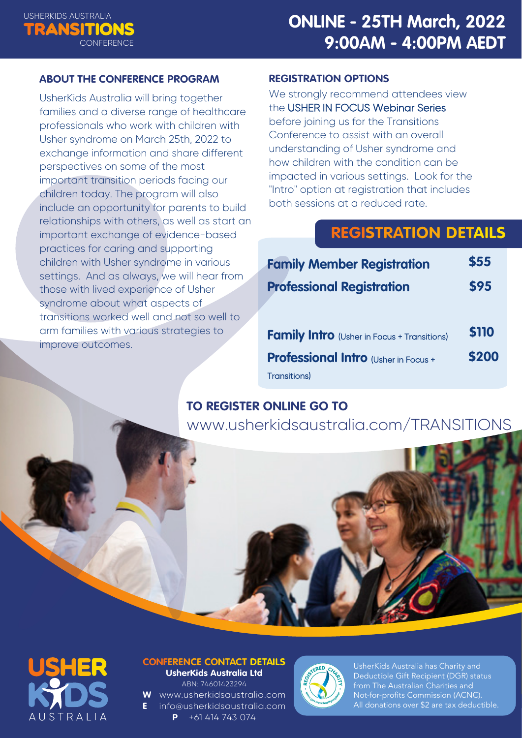USHERKIDS AUSTRALIA
# TRANSITIONS CONFERENCE

## ONLINE - 25TH March, 2022
## 9:00AM - 4:00PM AEDT

### ABOUT THE CONFERENCE PROGRAM

UsherKids Australia will bring together families and a diverse range of healthcare professionals who work with children with Usher syndrome on March 25th, 2022 to exchange information and share different perspectives on some of the most important transition periods facing our children today. The program will also include an opportunity for parents to build relationships with others, as well as start an important exchange of evidence-based practices for caring and supporting children with Usher syndrome in various settings. And as always, we will hear from those with lived experience of Usher syndrome about what aspects of transitions worked well and not so well to arm families with various strategies to improve outcomes.

### REGISTRATION OPTIONS

We strongly recommend attendees view the USHER IN FOCUS Webinar Series before joining us for the Transitions Conference to assist with an overall understanding of Usher syndrome and how children with the condition can be impacted in various settings. Look for the "Intro" option at registration that includes both sessions at a reduced rate.

## REGISTRATION DETAILS

| Registration | Price |
| --- | --- |
| **Family Member Registration** | **$55** |
| **Professional Registration** | **$95** |
| **Family Intro** (Usher in Focus + Transitions) | **$110** |
| **Professional Intro** (Usher in Focus + Transitions) | **$200** |

### TO REGISTER ONLINE GO TO

www.usherkidsaustralia.com/TRANSITIONS

USHER KIDS AUSTRALIA

### CONFERENCE CONTACT DETAILS

**UsherKids Australia Ltd**
ABN: 74601423294
**W** www.usherkidsaustralia.com
**E** info@usherkidsaustralia.com
**P** +61 414 743 074

UsherKids Australia has Charity and Deductible Gift Recipient (DGR) status from The Australian Charities and Not-for-profits Commission (ACNC). All donations over $2 are tax deductible.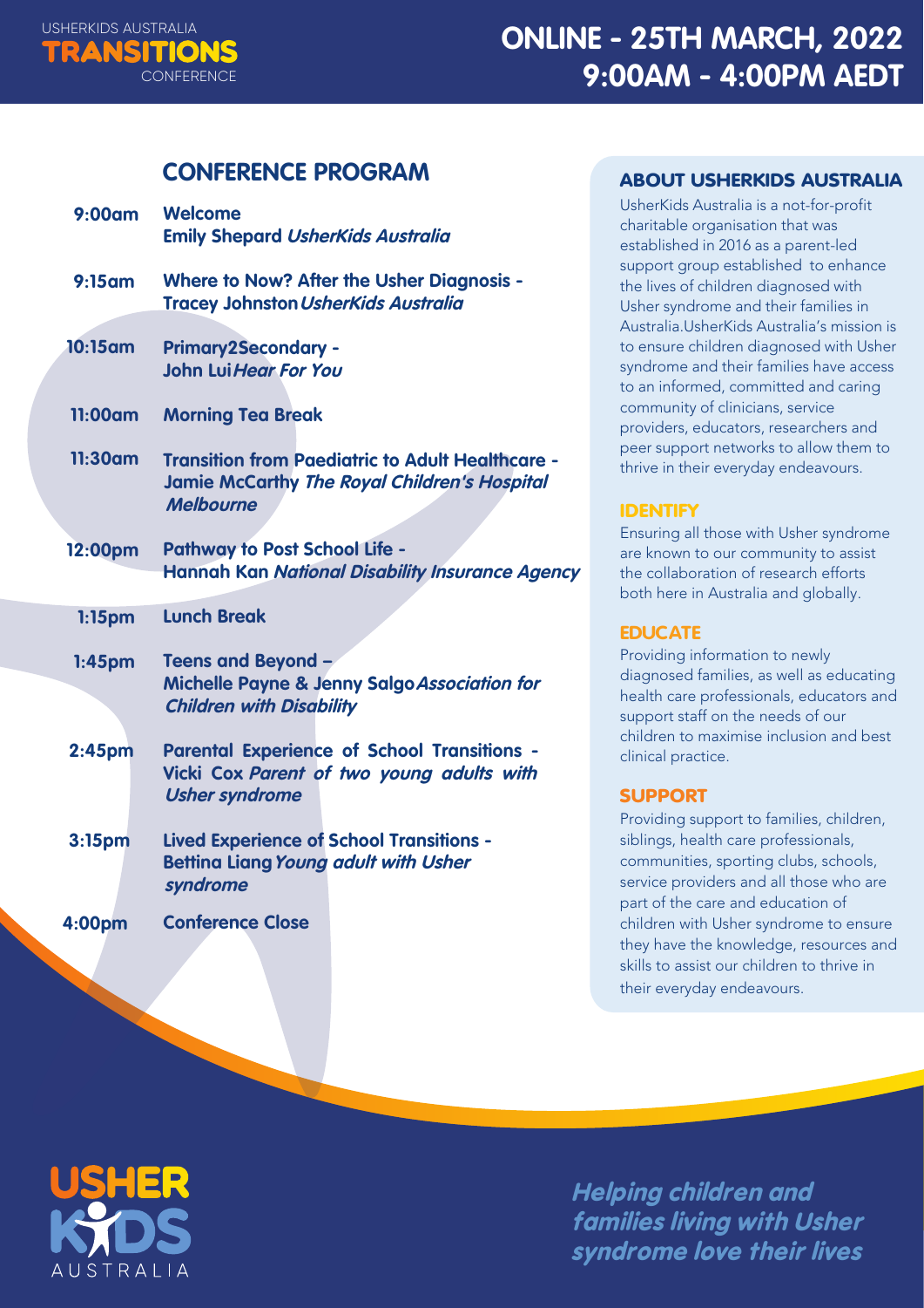USHERKIDS AUSTRALIA
**TRANSITIONS**
CONFERENCE

# ONLINE - 25TH MARCH, 2022
# 9:00AM - 4:00PM AEDT

## CONFERENCE PROGRAM

| | |
|---|---|
| **9:00am** | **Welcome**<br>**Emily Shepard** ***UsherKids Australia*** |
| **9:15am** | **Where to Now? After the Usher Diagnosis -**<br>**Tracey Johnston** ***UsherKids Australia*** |
| **10:15am** | **Primary2Secondary -**<br>**John Lui** ***Hear For You*** |
| **11:00am** | **Morning Tea Break** |
| **11:30am** | **Transition from Paediatric to Adult Healthcare -**<br>**Jamie McCarthy** ***The Royal Children's Hospital Melbourne*** |
| **12:00pm** | **Pathway to Post School Life -**<br>**Hannah Kan** ***National Disability Insurance Agency*** |
| **1:15pm** | **Lunch Break** |
| **1:45pm** | **Teens and Beyond –**<br>**Michelle Payne & Jenny Salgo** ***Association for Children with Disability*** |
| **2:45pm** | **Parental Experience of School Transitions -**<br>**Vicki Cox** ***Parent of two young adults with Usher syndrome*** |
| **3:15pm** | **Lived Experience of School Transitions -**<br>**Bettina Liang** ***Young adult with Usher syndrome*** |
| **4:00pm** | **Conference Close** |

## ABOUT USHERKIDS AUSTRALIA

UsherKids Australia is a not-for-profit charitable organisation that was established in 2016 as a parent-led support group established to enhance the lives of children diagnosed with Usher syndrome and their families in Australia.UsherKids Australia's mission is to ensure children diagnosed with Usher syndrome and their families have access to an informed, committed and caring community of clinicians, service providers, educators, researchers and peer support networks to allow them to thrive in their everyday endeavours.

### IDENTIFY

Ensuring all those with Usher syndrome are known to our community to assist the collaboration of research efforts both here in Australia and globally.

### EDUCATE

Providing information to newly diagnosed families, as well as educating health care professionals, educators and support staff on the needs of our children to maximise inclusion and best clinical practice.

### SUPPORT

Providing support to families, children, siblings, health care professionals, communities, sporting clubs, schools, service providers and all those who are part of the care and education of children with Usher syndrome to ensure they have the knowledge, resources and skills to assist our children to thrive in their everyday endeavours.

USHER KIDS AUSTRALIA

***Helping children and families living with Usher syndrome love their lives***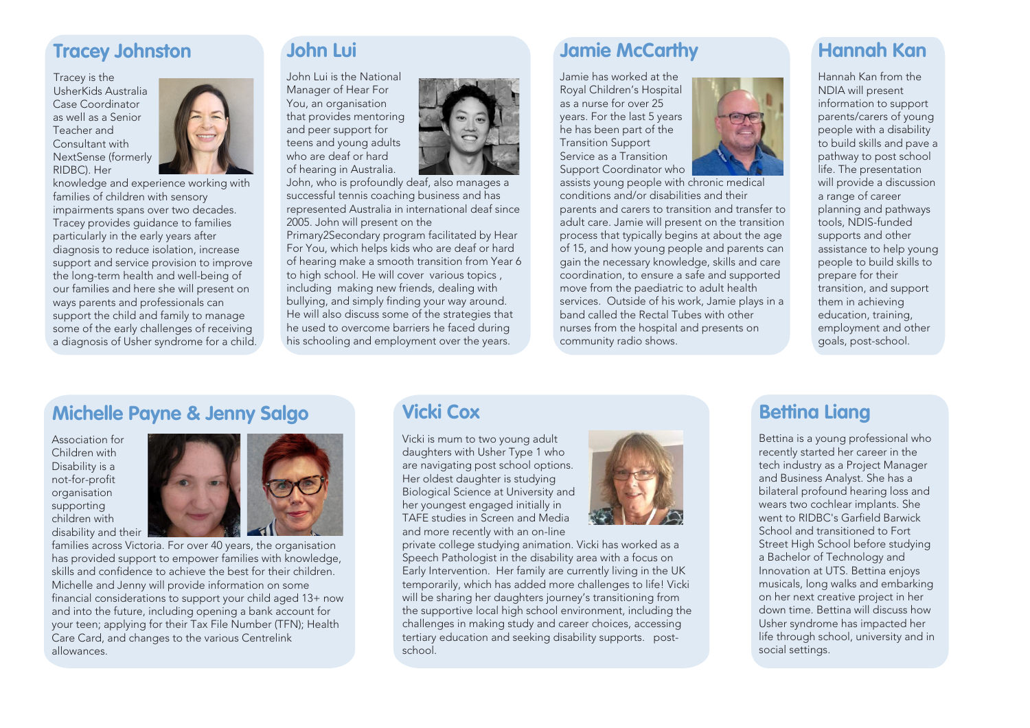## Tracey Johnston

Tracey is the UsherKids Australia Case Coordinator as well as a Senior Teacher and Consultant with NextSense (formerly RIDBC). Her knowledge and experience working with families of children with sensory impairments spans over two decades. Tracey provides guidance to families particularly in the early years after diagnosis to reduce isolation, increase support and service provision to improve the long-term health and well-being of our families and here she will present on ways parents and professionals can support the child and family to manage some of the early challenges of receiving a diagnosis of Usher syndrome for a child.

## John Lui

John Lui is the National Manager of Hear For You, an organisation that provides mentoring and peer support for teens and young adults who are deaf or hard of hearing in Australia. John, who is profoundly deaf, also manages a successful tennis coaching business and has represented Australia in international deaf since 2005. John will present on the Primary2Secondary program facilitated by Hear For You, which helps kids who are deaf or hard of hearing make a smooth transition from Year 6 to high school. He will cover various topics , including making new friends, dealing with bullying, and simply finding your way around. He will also discuss some of the strategies that he used to overcome barriers he faced during his schooling and employment over the years.

## Jamie McCarthy

Jamie has worked at the Royal Children's Hospital as a nurse for over 25 years. For the last 5 years he has been part of the Transition Support Service as a Transition Support Coordinator who assists young people with chronic medical conditions and/or disabilities and their parents and carers to transition and transfer to adult care. Jamie will present on the transition process that typically begins at about the age of 15, and how young people and parents can gain the necessary knowledge, skills and care coordination, to ensure a safe and supported move from the paediatric to adult health services. Outside of his work, Jamie plays in a band called the Rectal Tubes with other nurses from the hospital and presents on community radio shows.

## Hannah Kan

Hannah Kan from the NDIA will present information to support parents/carers of young people with a disability to build skills and pave a pathway to post school life. The presentation will provide a discussion a range of career planning and pathways tools, NDIS-funded supports and other assistance to help young people to build skills to prepare for their transition, and support them in achieving education, training, employment and other goals, post-school.

## Michelle Payne & Jenny Salgo

Association for Children with Disability is a not-for-profit organisation supporting children with disability and their families across Victoria. For over 40 years, the organisation has provided support to empower families with knowledge, skills and confidence to achieve the best for their children. Michelle and Jenny will provide information on some financial considerations to support your child aged 13+ now and into the future, including opening a bank account for your teen; applying for their Tax File Number (TFN); Health Care Card, and changes to the various Centrelink allowances.

## Vicki Cox

Vicki is mum to two young adult daughters with Usher Type 1 who are navigating post school options. Her oldest daughter is studying Biological Science at University and her youngest engaged initially in TAFE studies in Screen and Media and more recently with an on-line private college studying animation. Vicki has worked as a Speech Pathologist in the disability area with a focus on Early Intervention. Her family are currently living in the UK temporarily, which has added more challenges to life! Vicki will be sharing her daughters journey's transitioning from the supportive local high school environment, including the challenges in making study and career choices, accessing tertiary education and seeking disability supports. post-school.

## Bettina Liang

Bettina is a young professional who recently started her career in the tech industry as a Project Manager and Business Analyst. She has a bilateral profound hearing loss and wears two cochlear implants. She went to RIDBC's Garfield Barwick School and transitioned to Fort Street High School before studying a Bachelor of Technology and Innovation at UTS. Bettina enjoys musicals, long walks and embarking on her next creative project in her down time. Bettina will discuss how Usher syndrome has impacted her life through school, university and in social settings.